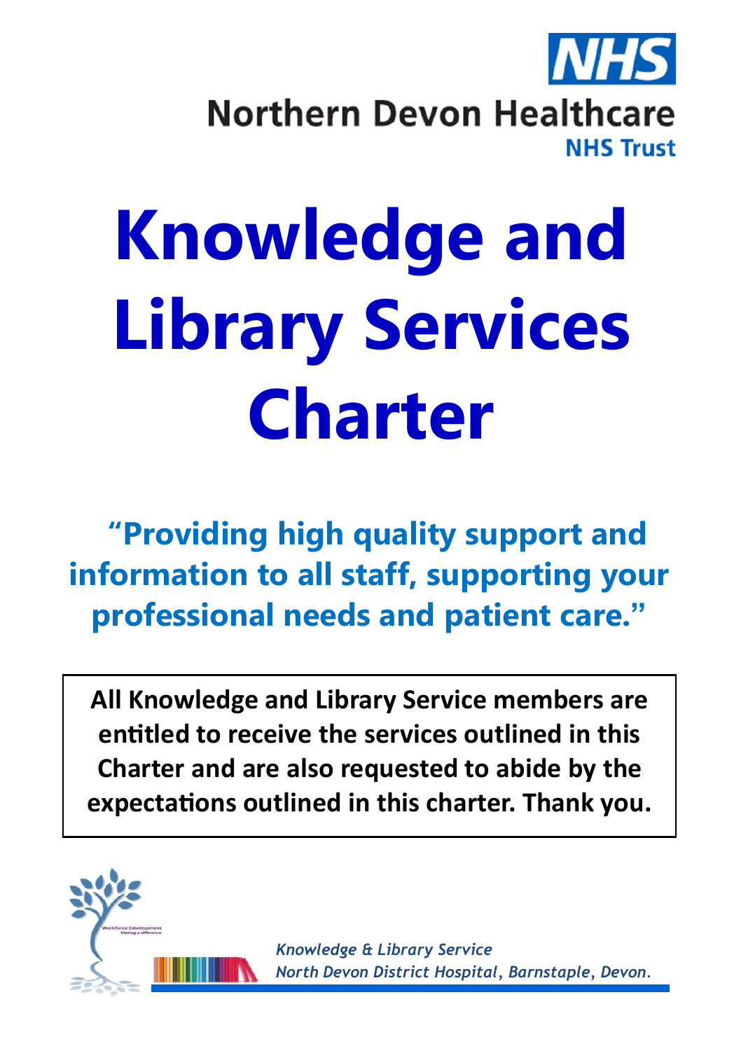NHS

Northern Devon Healthcare
NHS Trust

# Knowledge and Library Services Charter

**"Providing high quality support and information to all staff, supporting your professional needs and patient care."**

**All Knowledge and Library Service members are entitled to receive the services outlined in this Charter and are also requested to abide by the expectations outlined in this charter. Thank you.**

Workforce Development
Making a difference

*Knowledge & Library Service*
*North Devon District Hospital, Barnstaple, Devon.*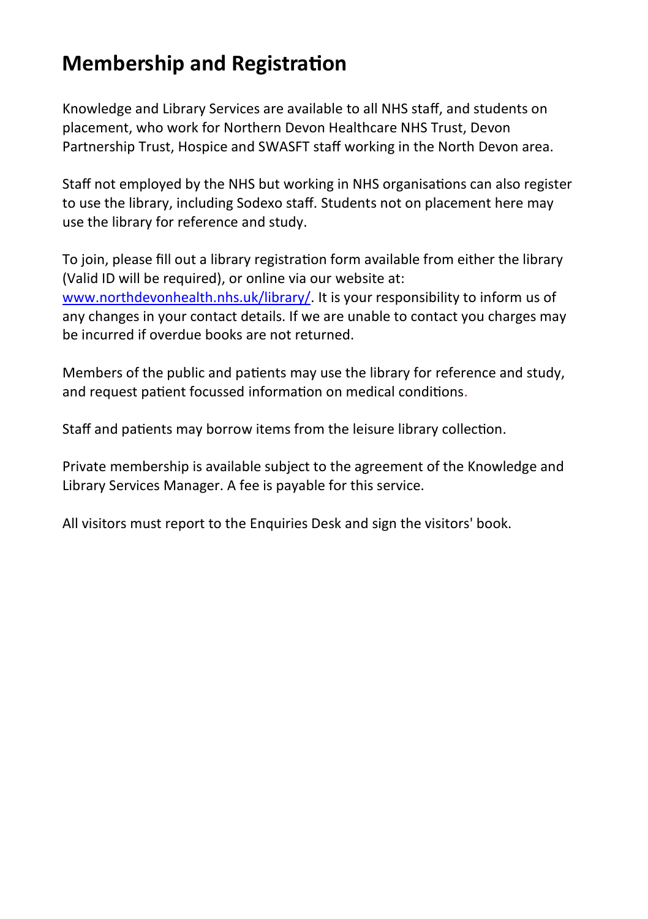# Membership and Registration

Knowledge and Library Services are available to all NHS staff, and students on placement, who work for Northern Devon Healthcare NHS Trust, Devon Partnership Trust, Hospice and SWASFT staff working in the North Devon area.

Staff not employed by the NHS but working in NHS organisations can also register to use the library, including Sodexo staff. Students not on placement here may use the library for reference and study.

To join, please fill out a library registration form available from either the library (Valid ID will be required), or online via our website at: [www.northdevonhealth.nhs.uk/library/](http://www.northdevonhealth.nhs.uk/library/). It is your responsibility to inform us of any changes in your contact details. If we are unable to contact you charges may be incurred if overdue books are not returned.

Members of the public and patients may use the library for reference and study, and request patient focussed information on medical conditions.

Staff and patients may borrow items from the leisure library collection.

Private membership is available subject to the agreement of the Knowledge and Library Services Manager. A fee is payable for this service.

All visitors must report to the Enquiries Desk and sign the visitors' book.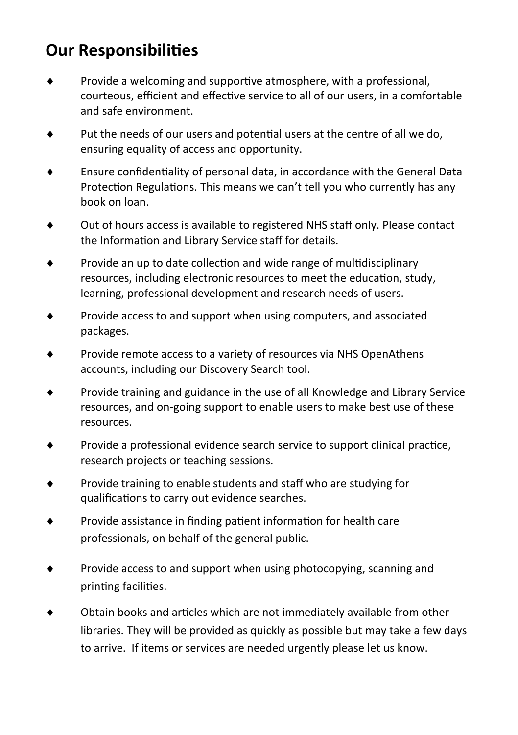## Our Responsibilities

- Provide a welcoming and supportive atmosphere, with a professional, courteous, efficient and effective service to all of our users, in a comfortable and safe environment.
- Put the needs of our users and potential users at the centre of all we do, ensuring equality of access and opportunity.
- Ensure confidentiality of personal data, in accordance with the General Data Protection Regulations. This means we can't tell you who currently has any book on loan.
- Out of hours access is available to registered NHS staff only. Please contact the Information and Library Service staff for details.
- Provide an up to date collection and wide range of multidisciplinary resources, including electronic resources to meet the education, study, learning, professional development and research needs of users.
- Provide access to and support when using computers, and associated packages.
- Provide remote access to a variety of resources via NHS OpenAthens accounts, including our Discovery Search tool.
- Provide training and guidance in the use of all Knowledge and Library Service resources, and on-going support to enable users to make best use of these resources.
- Provide a professional evidence search service to support clinical practice, research projects or teaching sessions.
- Provide training to enable students and staff who are studying for qualifications to carry out evidence searches.
- Provide assistance in finding patient information for health care professionals, on behalf of the general public.
- Provide access to and support when using photocopying, scanning and printing facilities.
- Obtain books and articles which are not immediately available from other libraries. They will be provided as quickly as possible but may take a few days to arrive. If items or services are needed urgently please let us know.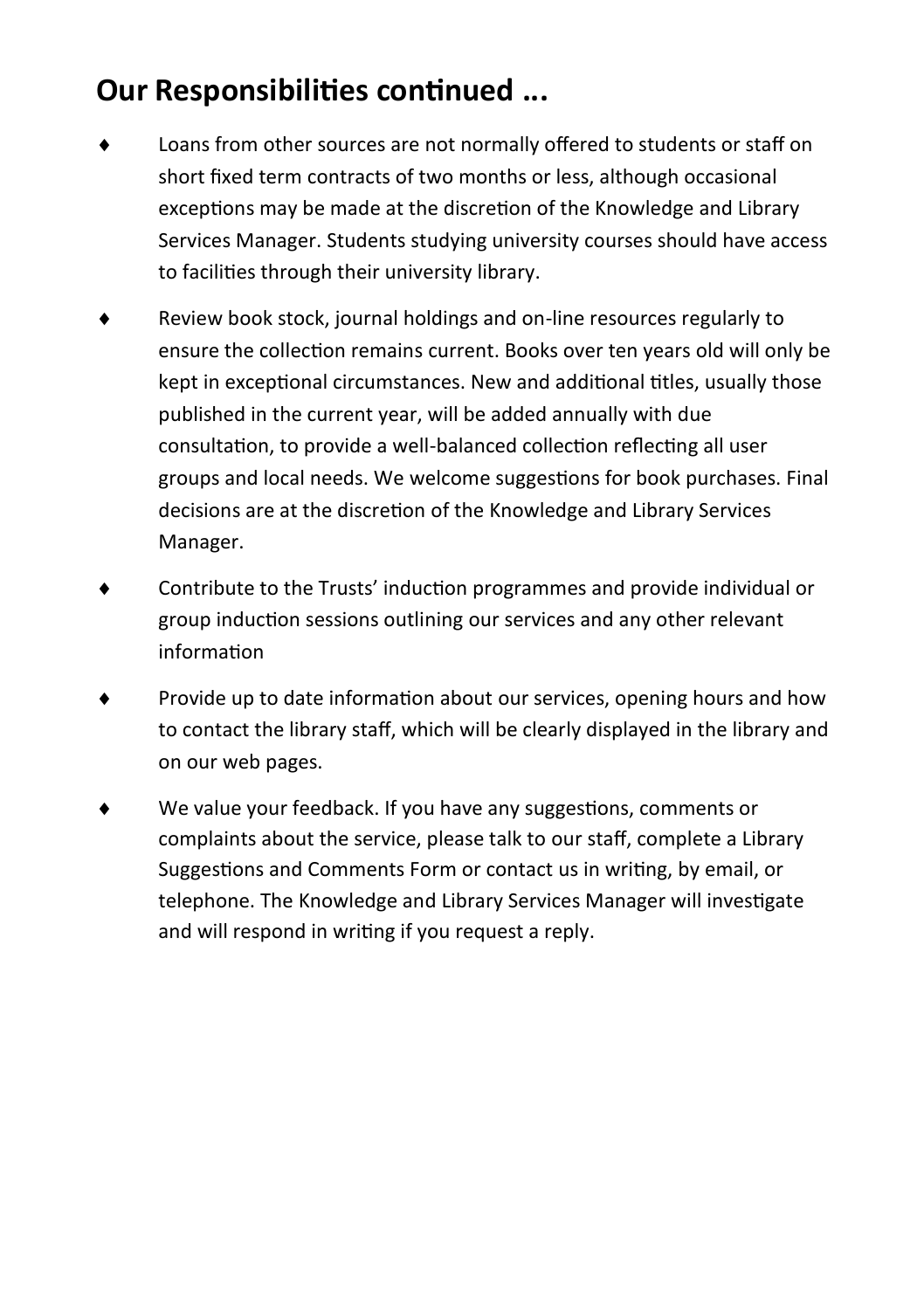## Our Responsibilities continued ...

- Loans from other sources are not normally offered to students or staff on short fixed term contracts of two months or less, although occasional exceptions may be made at the discretion of the Knowledge and Library Services Manager. Students studying university courses should have access to facilities through their university library.
- Review book stock, journal holdings and on-line resources regularly to ensure the collection remains current. Books over ten years old will only be kept in exceptional circumstances. New and additional titles, usually those published in the current year, will be added annually with due consultation, to provide a well-balanced collection reflecting all user groups and local needs. We welcome suggestions for book purchases. Final decisions are at the discretion of the Knowledge and Library Services Manager.
- Contribute to the Trusts' induction programmes and provide individual or group induction sessions outlining our services and any other relevant information
- Provide up to date information about our services, opening hours and how to contact the library staff, which will be clearly displayed in the library and on our web pages.
- We value your feedback. If you have any suggestions, comments or complaints about the service, please talk to our staff, complete a Library Suggestions and Comments Form or contact us in writing, by email, or telephone. The Knowledge and Library Services Manager will investigate and will respond in writing if you request a reply.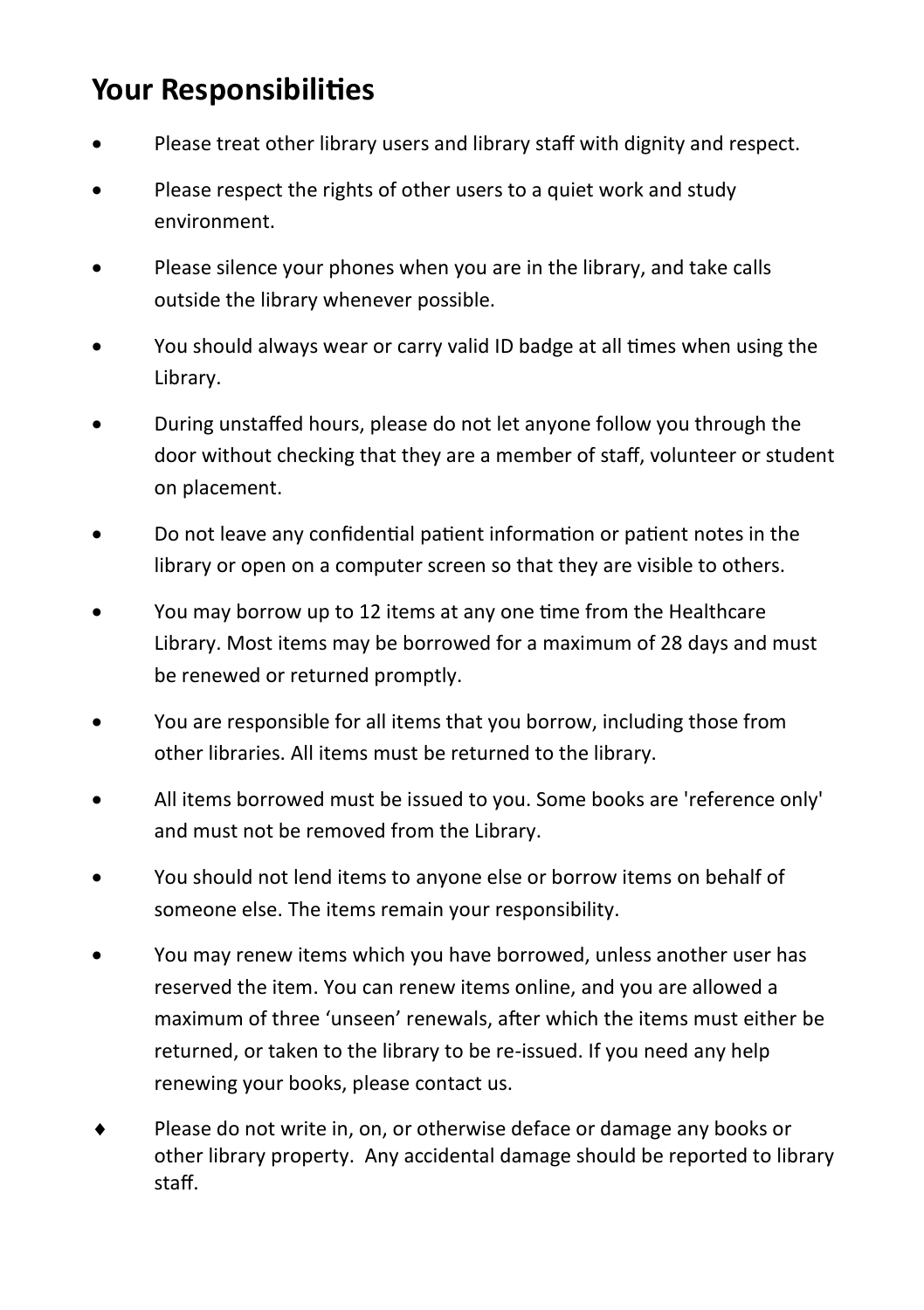## Your Responsibilities

- Please treat other library users and library staff with dignity and respect.
- Please respect the rights of other users to a quiet work and study environment.
- Please silence your phones when you are in the library, and take calls outside the library whenever possible.
- You should always wear or carry valid ID badge at all times when using the Library.
- During unstaffed hours, please do not let anyone follow you through the door without checking that they are a member of staff, volunteer or student on placement.
- Do not leave any confidential patient information or patient notes in the library or open on a computer screen so that they are visible to others.
- You may borrow up to 12 items at any one time from the Healthcare Library. Most items may be borrowed for a maximum of 28 days and must be renewed or returned promptly.
- You are responsible for all items that you borrow, including those from other libraries. All items must be returned to the library.
- All items borrowed must be issued to you. Some books are 'reference only' and must not be removed from the Library.
- You should not lend items to anyone else or borrow items on behalf of someone else. The items remain your responsibility.
- You may renew items which you have borrowed, unless another user has reserved the item. You can renew items online, and you are allowed a maximum of three 'unseen' renewals, after which the items must either be returned, or taken to the library to be re-issued. If you need any help renewing your books, please contact us.
- Please do not write in, on, or otherwise deface or damage any books or other library property. Any accidental damage should be reported to library staff.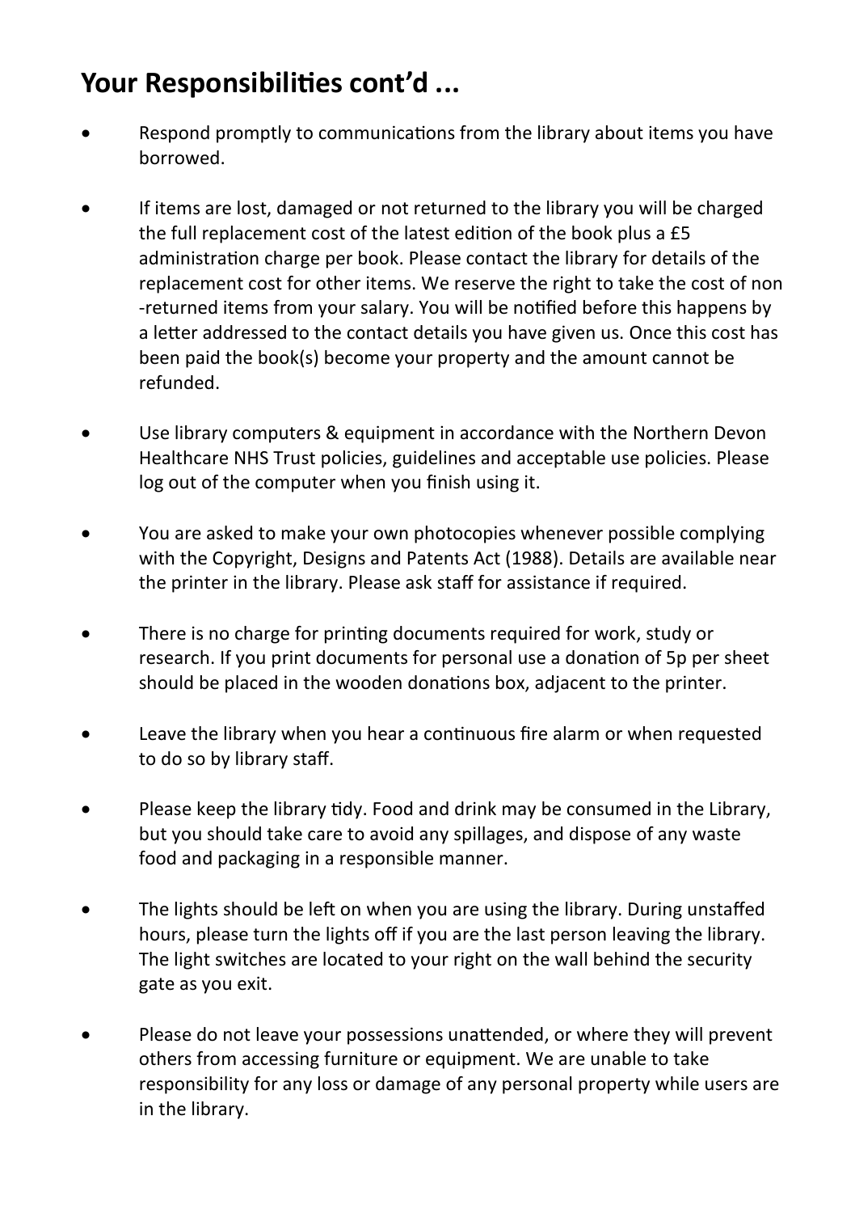## Your Responsibilities cont'd ...

- Respond promptly to communications from the library about items you have borrowed.
- If items are lost, damaged or not returned to the library you will be charged the full replacement cost of the latest edition of the book plus a £5 administration charge per book. Please contact the library for details of the replacement cost for other items. We reserve the right to take the cost of non-returned items from your salary. You will be notified before this happens by a letter addressed to the contact details you have given us. Once this cost has been paid the book(s) become your property and the amount cannot be refunded.
- Use library computers & equipment in accordance with the Northern Devon Healthcare NHS Trust policies, guidelines and acceptable use policies. Please log out of the computer when you finish using it.
- You are asked to make your own photocopies whenever possible complying with the Copyright, Designs and Patents Act (1988). Details are available near the printer in the library. Please ask staff for assistance if required.
- There is no charge for printing documents required for work, study or research. If you print documents for personal use a donation of 5p per sheet should be placed in the wooden donations box, adjacent to the printer.
- Leave the library when you hear a continuous fire alarm or when requested to do so by library staff.
- Please keep the library tidy. Food and drink may be consumed in the Library, but you should take care to avoid any spillages, and dispose of any waste food and packaging in a responsible manner.
- The lights should be left on when you are using the library. During unstaffed hours, please turn the lights off if you are the last person leaving the library. The light switches are located to your right on the wall behind the security gate as you exit.
- Please do not leave your possessions unattended, or where they will prevent others from accessing furniture or equipment. We are unable to take responsibility for any loss or damage of any personal property while users are in the library.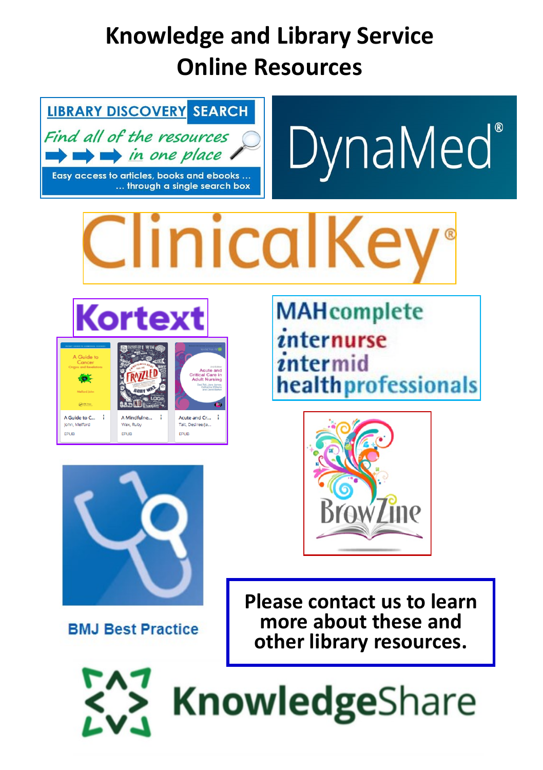# Knowledge and Library Service Online Resources

**LIBRARY DISCOVERY SEARCH**

*Find all of the resources in one place*

Easy access to articles, books and ebooks … … through a single search box

DynaMed®

ClinicalKey®

Kortext

A Guide to C… John, Melford EPUB

A Mindfulne… Wax, Ruby EPUB

Acute and Cr… Tait, Desiree/Ja… EPUB

MAHcomplete

internurse

intermid

healthprofessionals

BrowZine

BMJ Best Practice

**Please contact us to learn more about these and other library resources.**

KnowledgeShare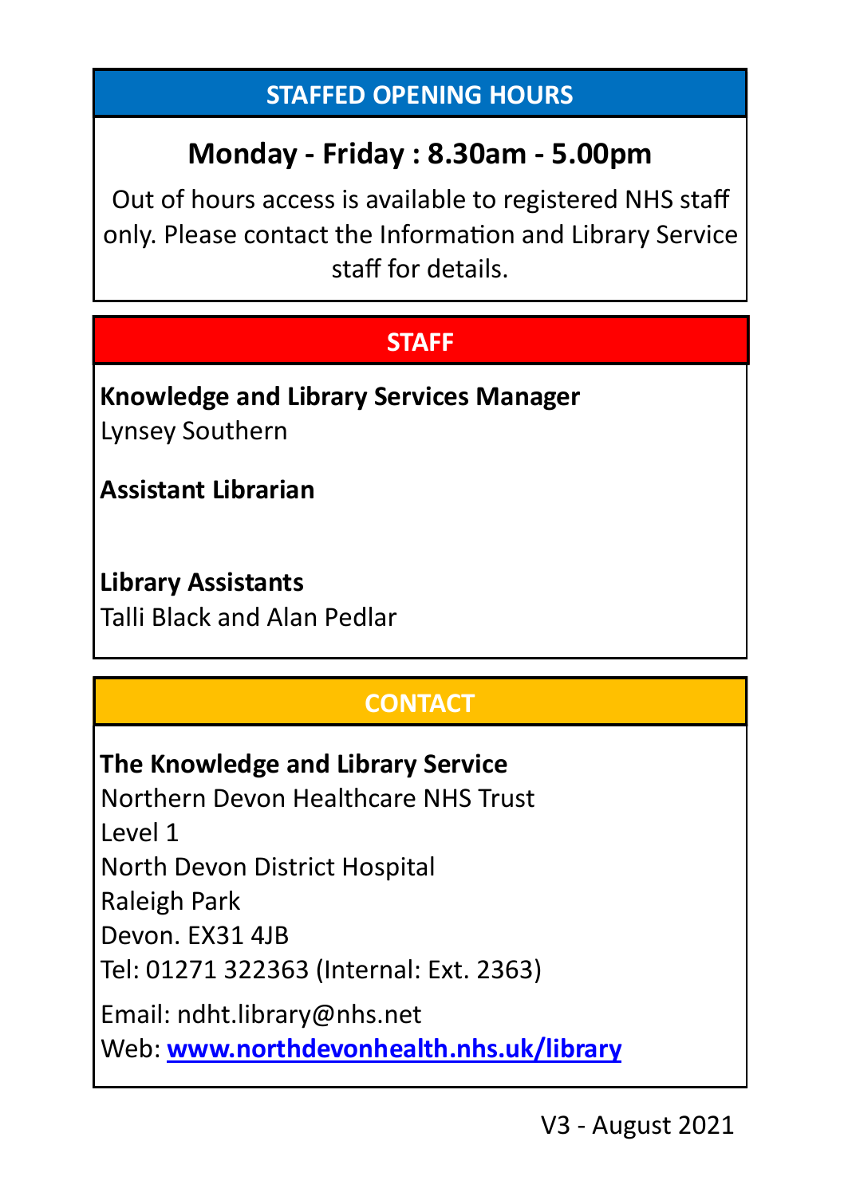## STAFFED OPENING HOURS

**Monday - Friday : 8.30am - 5.00pm**

Out of hours access is available to registered NHS staff only. Please contact the Information and Library Service staff for details.

## STAFF

**Knowledge and Library Services Manager**
Lynsey Southern

**Assistant Librarian**

**Library Assistants**
Talli Black and Alan Pedlar

## CONTACT

**The Knowledge and Library Service**
Northern Devon Healthcare NHS Trust
Level 1
North Devon District Hospital
Raleigh Park
Devon. EX31 4JB
Tel: 01271 322363 (Internal: Ext. 2363)

Email: ndht.library@nhs.net
Web: **www.northdevonhealth.nhs.uk/library**

V3 - August 2021